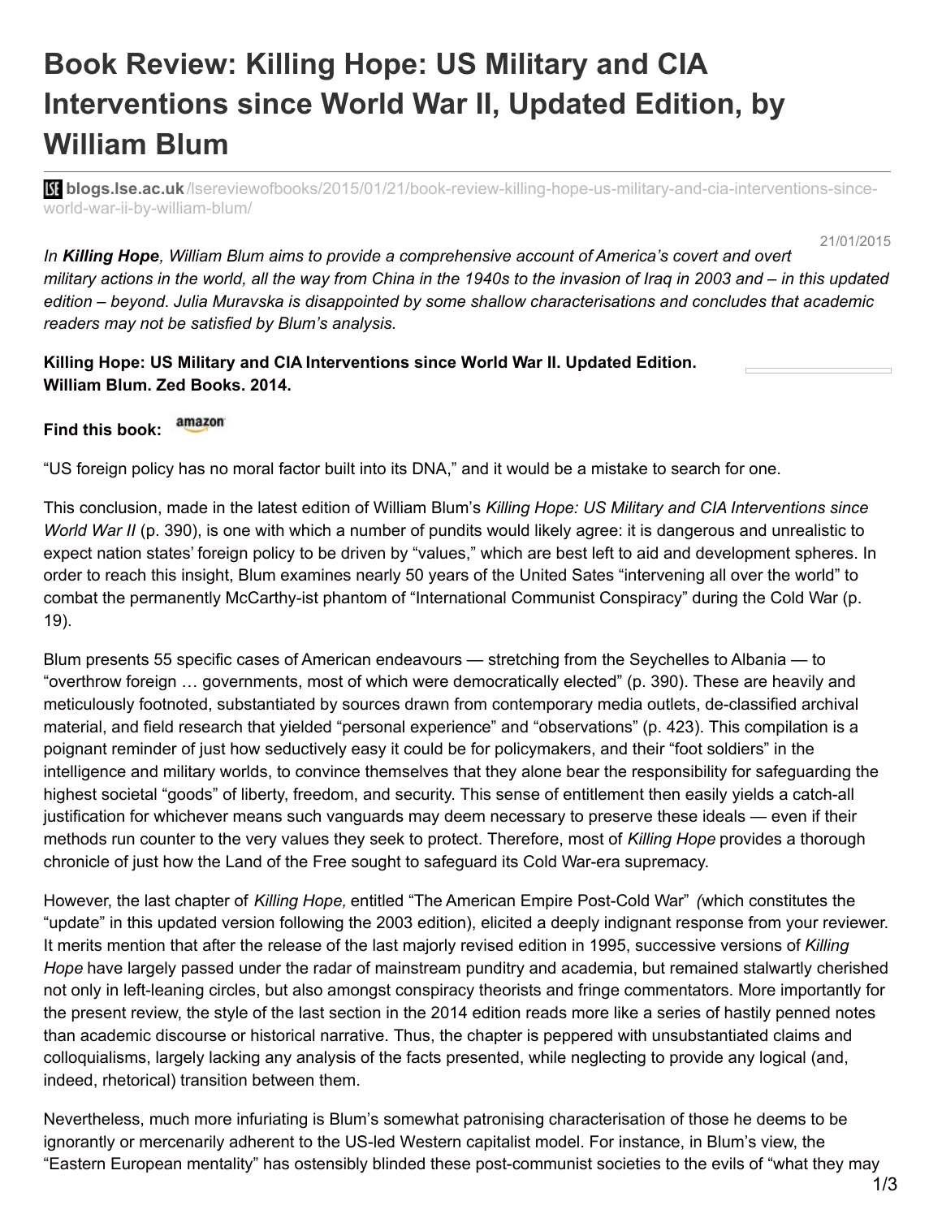# Book Review: Killing Hope: US Military and CIA Interventions since World War II, Updated Edition, by William Blum

blogs.lse.ac.uk/lsereviewofbooks/2015/01/21/book-review-killing-hope-us-military-and-cia-interventions-since-world-war-ii-by-william-blum/

21/01/2015

*In **Killing Hope**, William Blum aims to provide a comprehensive account of America's covert and overt military actions in the world, all the way from China in the 1940s to the invasion of Iraq in 2003 and – in this updated edition – beyond. Julia Muravska is disappointed by some shallow characterisations and concludes that academic readers may not be satisfied by Blum's analysis.*

**Killing Hope: US Military and CIA Interventions since World War II. Updated Edition. William Blum. Zed Books. 2014.**

**Find this book:** amazon

"US foreign policy has no moral factor built into its DNA," and it would be a mistake to search for one.

This conclusion, made in the latest edition of William Blum's *Killing Hope: US Military and CIA Interventions since World War II* (p. 390), is one with which a number of pundits would likely agree: it is dangerous and unrealistic to expect nation states' foreign policy to be driven by "values," which are best left to aid and development spheres. In order to reach this insight, Blum examines nearly 50 years of the United Sates "intervening all over the world" to combat the permanently McCarthy-ist phantom of "International Communist Conspiracy" during the Cold War (p. 19).

Blum presents 55 specific cases of American endeavours — stretching from the Seychelles to Albania — to "overthrow foreign … governments, most of which were democratically elected" (p. 390). These are heavily and meticulously footnoted, substantiated by sources drawn from contemporary media outlets, de-classified archival material, and field research that yielded "personal experience" and "observations" (p. 423). This compilation is a poignant reminder of just how seductively easy it could be for policymakers, and their "foot soldiers" in the intelligence and military worlds, to convince themselves that they alone bear the responsibility for safeguarding the highest societal "goods" of liberty, freedom, and security. This sense of entitlement then easily yields a catch-all justification for whichever means such vanguards may deem necessary to preserve these ideals — even if their methods run counter to the very values they seek to protect. Therefore, most of *Killing Hope* provides a thorough chronicle of just how the Land of the Free sought to safeguard its Cold War-era supremacy.

However, the last chapter of *Killing Hope,* entitled "The American Empire Post-Cold War" *(*which constitutes the "update" in this updated version following the 2003 edition), elicited a deeply indignant response from your reviewer. It merits mention that after the release of the last majorly revised edition in 1995, successive versions of *Killing Hope* have largely passed under the radar of mainstream punditry and academia, but remained stalwartly cherished not only in left-leaning circles, but also amongst conspiracy theorists and fringe commentators. More importantly for the present review, the style of the last section in the 2014 edition reads more like a series of hastily penned notes than academic discourse or historical narrative. Thus, the chapter is peppered with unsubstantiated claims and colloquialisms, largely lacking any analysis of the facts presented, while neglecting to provide any logical (and, indeed, rhetorical) transition between them.

Nevertheless, much more infuriating is Blum's somewhat patronising characterisation of those he deems to be ignorantly or mercenarily adherent to the US-led Western capitalist model. For instance, in Blum's view, the "Eastern European mentality" has ostensibly blinded these post-communist societies to the evils of "what they may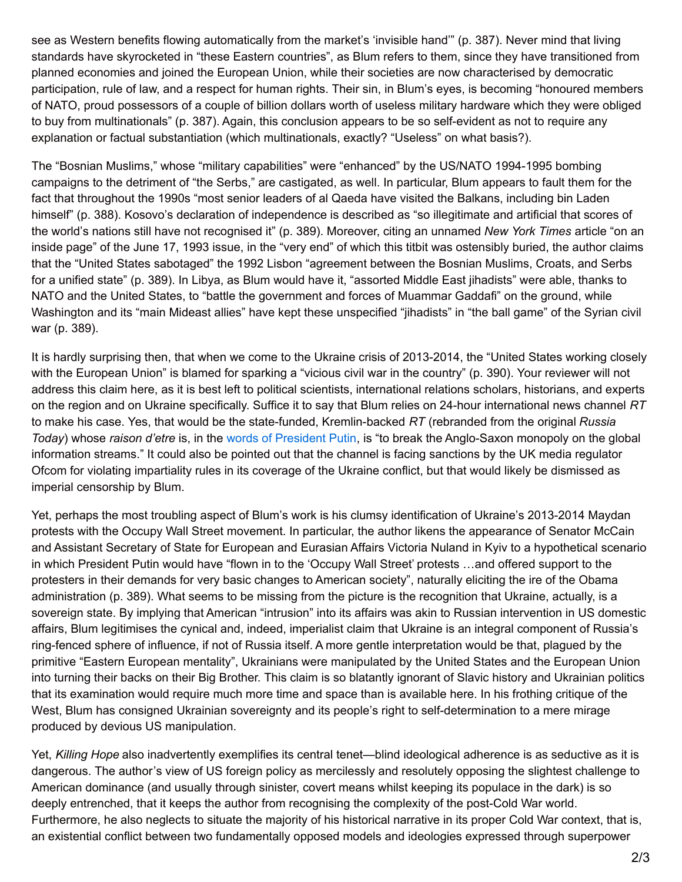see as Western benefits flowing automatically from the market's 'invisible hand'" (p. 387). Never mind that living standards have skyrocketed in "these Eastern countries", as Blum refers to them, since they have transitioned from planned economies and joined the European Union, while their societies are now characterised by democratic participation, rule of law, and a respect for human rights. Their sin, in Blum's eyes, is becoming "honoured members of NATO, proud possessors of a couple of billion dollars worth of useless military hardware which they were obliged to buy from multinationals" (p. 387). Again, this conclusion appears to be so self-evident as not to require any explanation or factual substantiation (which multinationals, exactly? "Useless" on what basis?).

The "Bosnian Muslims," whose "military capabilities" were "enhanced" by the US/NATO 1994-1995 bombing campaigns to the detriment of "the Serbs," are castigated, as well. In particular, Blum appears to fault them for the fact that throughout the 1990s "most senior leaders of al Qaeda have visited the Balkans, including bin Laden himself" (p. 388). Kosovo's declaration of independence is described as "so illegitimate and artificial that scores of the world's nations still have not recognised it" (p. 389). Moreover, citing an unnamed *New York Times* article "on an inside page" of the June 17, 1993 issue, in the "very end" of which this titbit was ostensibly buried, the author claims that the "United States sabotaged" the 1992 Lisbon "agreement between the Bosnian Muslims, Croats, and Serbs for a unified state" (p. 389). In Libya, as Blum would have it, "assorted Middle East jihadists" were able, thanks to NATO and the United States, to "battle the government and forces of Muammar Gaddafi" on the ground, while Washington and its "main Mideast allies" have kept these unspecified "jihadists" in "the ball game" of the Syrian civil war (p. 389).

It is hardly surprising then, that when we come to the Ukraine crisis of 2013-2014, the "United States working closely with the European Union" is blamed for sparking a "vicious civil war in the country" (p. 390). Your reviewer will not address this claim here, as it is best left to political scientists, international relations scholars, historians, and experts on the region and on Ukraine specifically. Suffice it to say that Blum relies on 24-hour international news channel *RT* to make his case. Yes, that would be the state-funded, Kremlin-backed *RT* (rebranded from the original *Russia Today*) whose *raison d'etre* is, in the words of President Putin, is "to break the Anglo-Saxon monopoly on the global information streams." It could also be pointed out that the channel is facing sanctions by the UK media regulator Ofcom for violating impartiality rules in its coverage of the Ukraine conflict, but that would likely be dismissed as imperial censorship by Blum.

Yet, perhaps the most troubling aspect of Blum's work is his clumsy identification of Ukraine's 2013-2014 Maydan protests with the Occupy Wall Street movement. In particular, the author likens the appearance of Senator McCain and Assistant Secretary of State for European and Eurasian Affairs Victoria Nuland in Kyiv to a hypothetical scenario in which President Putin would have "flown in to the 'Occupy Wall Street' protests …and offered support to the protesters in their demands for very basic changes to American society", naturally eliciting the ire of the Obama administration (p. 389). What seems to be missing from the picture is the recognition that Ukraine, actually, is a sovereign state. By implying that American "intrusion" into its affairs was akin to Russian intervention in US domestic affairs, Blum legitimises the cynical and, indeed, imperialist claim that Ukraine is an integral component of Russia's ring-fenced sphere of influence, if not of Russia itself. A more gentle interpretation would be that, plagued by the primitive "Eastern European mentality", Ukrainians were manipulated by the United States and the European Union into turning their backs on their Big Brother. This claim is so blatantly ignorant of Slavic history and Ukrainian politics that its examination would require much more time and space than is available here. In his frothing critique of the West, Blum has consigned Ukrainian sovereignty and its people's right to self-determination to a mere mirage produced by devious US manipulation.

Yet, *Killing Hope* also inadvertently exemplifies its central tenet—blind ideological adherence is as seductive as it is dangerous. The author's view of US foreign policy as mercilessly and resolutely opposing the slightest challenge to American dominance (and usually through sinister, covert means whilst keeping its populace in the dark) is so deeply entrenched, that it keeps the author from recognising the complexity of the post-Cold War world. Furthermore, he also neglects to situate the majority of his historical narrative in its proper Cold War context, that is, an existential conflict between two fundamentally opposed models and ideologies expressed through superpower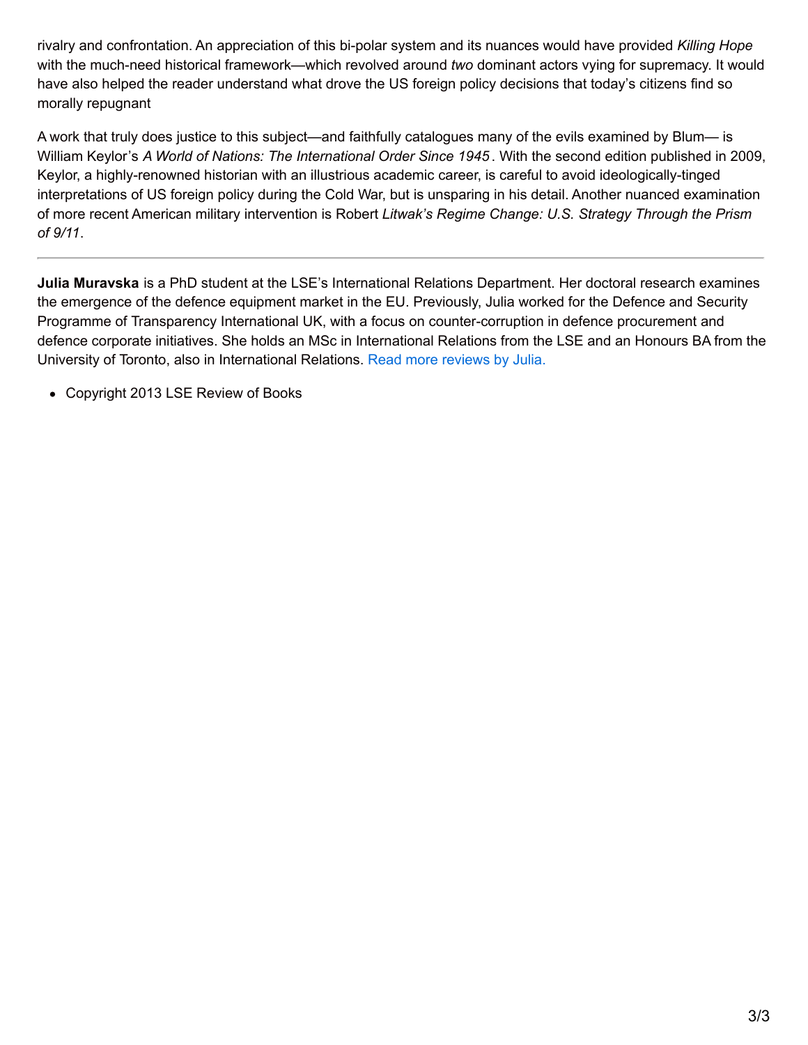rivalry and confrontation. An appreciation of this bi-polar system and its nuances would have provided *Killing Hope* with the much-need historical framework—which revolved around *two* dominant actors vying for supremacy. It would have also helped the reader understand what drove the US foreign policy decisions that today's citizens find so morally repugnant

A work that truly does justice to this subject—and faithfully catalogues many of the evils examined by Blum— is William Keylor's *A World of Nations: The International Order Since 1945*. With the second edition published in 2009, Keylor, a highly-renowned historian with an illustrious academic career, is careful to avoid ideologically-tinged interpretations of US foreign policy during the Cold War, but is unsparing in his detail. Another nuanced examination of more recent American military intervention is Robert *Litwak's Regime Change: U.S. Strategy Through the Prism of 9/11*.

---

**Julia Muravska** is a PhD student at the LSE's International Relations Department. Her doctoral research examines the emergence of the defence equipment market in the EU. Previously, Julia worked for the Defence and Security Programme of Transparency International UK, with a focus on counter-corruption in defence procurement and defence corporate initiatives. She holds an MSc in International Relations from the LSE and an Honours BA from the University of Toronto, also in International Relations. Read more reviews by Julia.

- Copyright 2013 LSE Review of Books